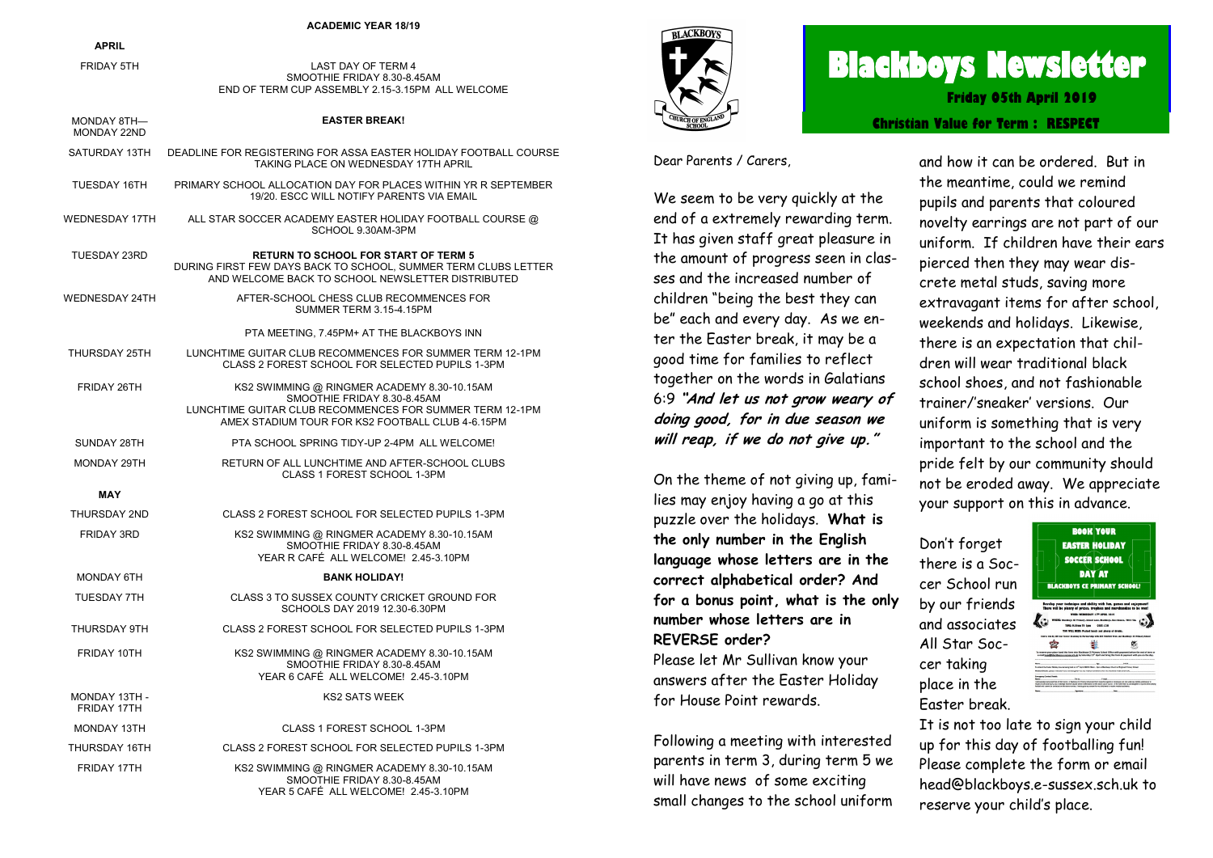**ACADEMIC YEAR 18/19**

| **APRIL** | |
|---|---|
| FRIDAY 5TH | LAST DAY OF TERM 4<br>SMOOTHIE FRIDAY 8.30-8.45AM<br>END OF TERM CUP ASSEMBLY 2.15-3.15PM ALL WELCOME |
| MONDAY 8TH—MONDAY 22ND | **EASTER BREAK!** |
| SATURDAY 13TH | DEADLINE FOR REGISTERING FOR ASSA EASTER HOLIDAY FOOTBALL COURSE TAKING PLACE ON WEDNESDAY 17TH APRIL |
| TUESDAY 16TH | PRIMARY SCHOOL ALLOCATION DAY FOR PLACES WITHIN YR R SEPTEMBER 19/20. ESCC WILL NOTIFY PARENTS VIA EMAIL |
| WEDNESDAY 17TH | ALL STAR SOCCER ACADEMY EASTER HOLIDAY FOOTBALL COURSE @ SCHOOL 9.30AM-3PM |
| TUESDAY 23RD | **RETURN TO SCHOOL FOR START OF TERM 5**<br>DURING FIRST FEW DAYS BACK TO SCHOOL, SUMMER TERM CLUBS LETTER AND WELCOME BACK TO SCHOOL NEWSLETTER DISTRIBUTED |
| WEDNESDAY 24TH | AFTER-SCHOOL CHESS CLUB RECOMMENCES FOR SUMMER TERM 3.15-4.15PM<br>PTA MEETING, 7.45PM+ AT THE BLACKBOYS INN |
| THURSDAY 25TH | LUNCHTIME GUITAR CLUB RECOMMENCES FOR SUMMER TERM 12-1PM<br>CLASS 2 FOREST SCHOOL FOR SELECTED PUPILS 1-3PM |
| FRIDAY 26TH | KS2 SWIMMING @ RINGMER ACADEMY 8.30-10.15AM<br>SMOOTHIE FRIDAY 8.30-8.45AM<br>LUNCHTIME GUITAR CLUB RECOMMENCES FOR SUMMER TERM 12-1PM<br>AMEX STADIUM TOUR FOR KS2 FOOTBALL CLUB 4-6.15PM |
| SUNDAY 28TH | PTA SCHOOL SPRING TIDY-UP 2-4PM ALL WELCOME! |
| MONDAY 29TH | RETURN OF ALL LUNCHTIME AND AFTER-SCHOOL CLUBS<br>CLASS 1 FOREST SCHOOL 1-3PM |
| **MAY** | |
| THURSDAY 2ND | CLASS 2 FOREST SCHOOL FOR SELECTED PUPILS 1-3PM |
| FRIDAY 3RD | KS2 SWIMMING @ RINGMER ACADEMY 8.30-10.15AM<br>SMOOTHIE FRIDAY 8.30-8.45AM<br>YEAR R CAFÉ ALL WELCOME! 2.45-3.10PM |
| MONDAY 6TH | **BANK HOLIDAY!** |
| TUESDAY 7TH | CLASS 3 TO SUSSEX COUNTY CRICKET GROUND FOR SCHOOLS DAY 2019 12.30-6.30PM |
| THURSDAY 9TH | CLASS 2 FOREST SCHOOL FOR SELECTED PUPILS 1-3PM |
| FRIDAY 10TH | KS2 SWIMMING @ RINGMER ACADEMY 8.30-10.15AM<br>SMOOTHIE FRIDAY 8.30-8.45AM<br>YEAR 6 CAFÉ ALL WELCOME! 2.45-3.10PM |
| MONDAY 13TH - FRIDAY 17TH | KS2 SATS WEEK |
| MONDAY 13TH | CLASS 1 FOREST SCHOOL 1-3PM |
| THURSDAY 16TH | CLASS 2 FOREST SCHOOL FOR SELECTED PUPILS 1-3PM |
| FRIDAY 17TH | KS2 SWIMMING @ RINGMER ACADEMY 8.30-10.15AM<br>SMOOTHIE FRIDAY 8.30-8.45AM<br>YEAR 5 CAFÉ ALL WELCOME! 2.45-3.10PM |

# Blackboys Newsletter

**Friday 05th April 2019**

**Christian Value for Term : RESPECT**

Dear Parents / Carers,

We seem to be very quickly at the end of a extremely rewarding term. It has given staff great pleasure in the amount of progress seen in classes and the increased number of children "being the best they can be" each and every day. As we enter the Easter break, it may be a good time for families to reflect together on the words in Galatians 6:9 ***"And let us not grow weary of doing good, for in due season we will reap, if we do not give up."***

On the theme of not giving up, families may enjoy having a go at this puzzle over the holidays. **What is the only number in the English language whose letters are in the correct alphabetical order? And for a bonus point, what is the only number whose letters are in REVERSE order?**

Please let Mr Sullivan know your answers after the Easter Holiday for House Point rewards.

Following a meeting with interested parents in term 3, during term 5 we will have news of some exciting small changes to the school uniform and how it can be ordered. But in the meantime, could we remind pupils and parents that coloured novelty earrings are not part of our uniform. If children have their ears pierced then they may wear discrete metal studs, saving more extravagant items for after school, weekends and holidays. Likewise, there is an expectation that children will wear traditional black school shoes, and not fashionable trainer/'sneaker' versions. Our uniform is something that is very important to the school and the pride felt by our community should not be eroded away. We appreciate your support on this in advance.

Don't forget there is a Soccer School run by our friends and associates All Star Soccer taking place in the Easter break. It is not too late to sign your child up for this day of footballing fun! Please complete the form or email head@blackboys.e-sussex.sch.uk to reserve your child's place.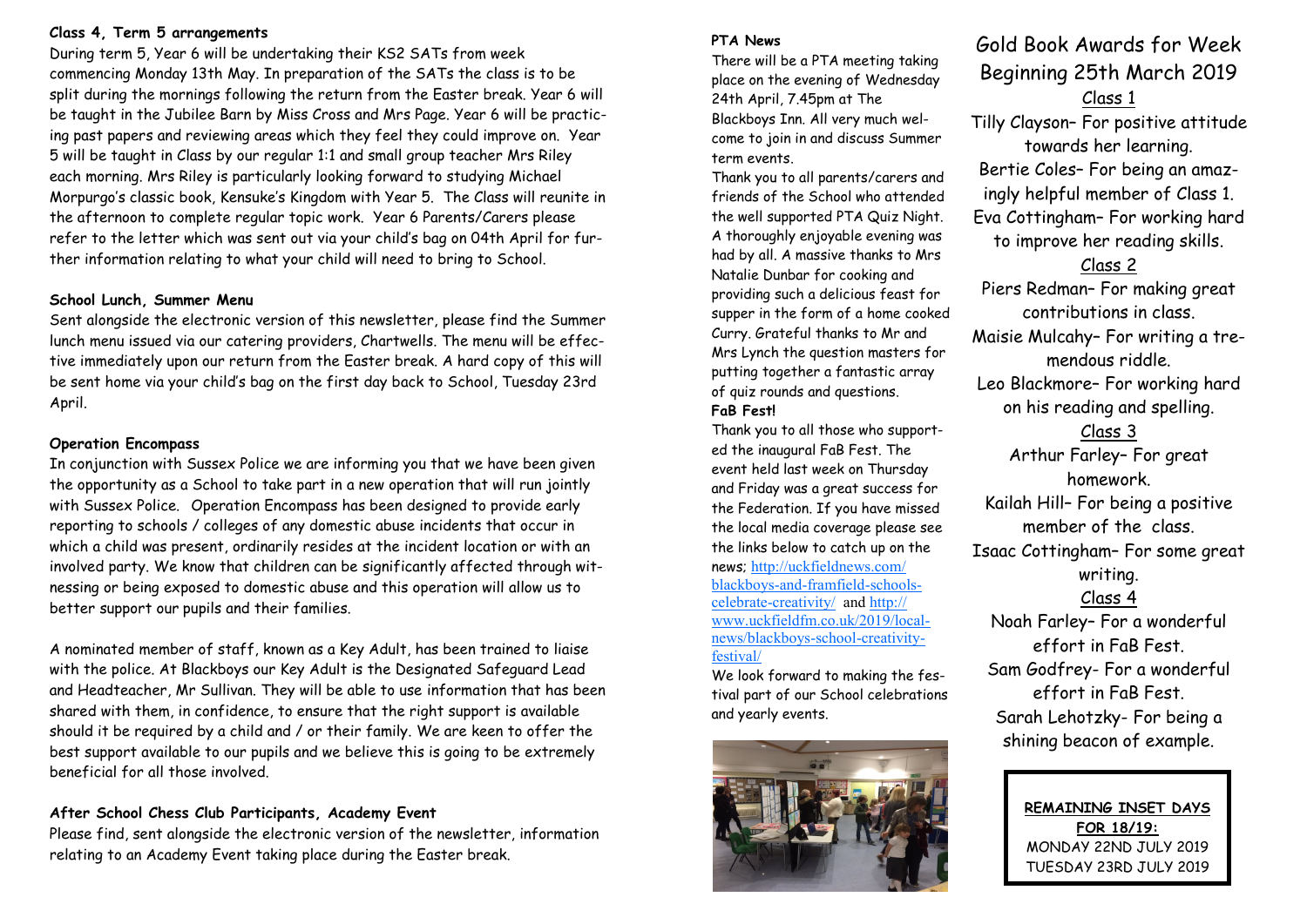**Class 4, Term 5 arrangements**

During term 5, Year 6 will be undertaking their KS2 SATs from week commencing Monday 13th May. In preparation of the SATs the class is to be split during the mornings following the return from the Easter break. Year 6 will be taught in the Jubilee Barn by Miss Cross and Mrs Page. Year 6 will be practicing past papers and reviewing areas which they feel they could improve on. Year 5 will be taught in Class by our regular 1:1 and small group teacher Mrs Riley each morning. Mrs Riley is particularly looking forward to studying Michael Morpurgo's classic book, Kensuke's Kingdom with Year 5. The Class will reunite in the afternoon to complete regular topic work. Year 6 Parents/Carers please refer to the letter which was sent out via your child's bag on 04th April for further information relating to what your child will need to bring to School.

**School Lunch, Summer Menu**

Sent alongside the electronic version of this newsletter, please find the Summer lunch menu issued via our catering providers, Chartwells. The menu will be effective immediately upon our return from the Easter break. A hard copy of this will be sent home via your child's bag on the first day back to School, Tuesday 23rd April.

**Operation Encompass**

In conjunction with Sussex Police we are informing you that we have been given the opportunity as a School to take part in a new operation that will run jointly with Sussex Police. Operation Encompass has been designed to provide early reporting to schools / colleges of any domestic abuse incidents that occur in which a child was present, ordinarily resides at the incident location or with an involved party. We know that children can be significantly affected through witnessing or being exposed to domestic abuse and this operation will allow us to better support our pupils and their families.

A nominated member of staff, known as a Key Adult, has been trained to liaise with the police. At Blackboys our Key Adult is the Designated Safeguard Lead and Headteacher, Mr Sullivan. They will be able to use information that has been shared with them, in confidence, to ensure that the right support is available should it be required by a child and / or their family. We are keen to offer the best support available to our pupils and we believe this is going to be extremely beneficial for all those involved.

**After School Chess Club Participants, Academy Event**

Please find, sent alongside the electronic version of the newsletter, information relating to an Academy Event taking place during the Easter break.

**PTA News**

There will be a PTA meeting taking place on the evening of Wednesday 24th April, 7.45pm at The Blackboys Inn. All very much welcome to join in and discuss Summer term events.

Thank you to all parents/carers and friends of the School who attended the well supported PTA Quiz Night. A thoroughly enjoyable evening was had by all. A massive thanks to Mrs Natalie Dunbar for cooking and providing such a delicious feast for supper in the form of a home cooked Curry. Grateful thanks to Mr and Mrs Lynch the question masters for putting together a fantastic array of quiz rounds and questions.

**FaB Fest!**

Thank you to all those who supported the inaugural FaB Fest. The event held last week on Thursday and Friday was a great success for the Federation. If you have missed the local media coverage please see the links below to catch up on the news; http://uckfieldnews.com/blackboys-and-framfield-schools-celebrate-creativity/ and http://www.uckfieldfm.co.uk/2019/local-news/blackboys-school-creativity-festival/

We look forward to making the festival part of our School celebrations and yearly events.

# Gold Book Awards for Week Beginning 25th March 2019

## Class 1

Tilly Clayson– For positive attitude towards her learning.

Bertie Coles– For being an amazingly helpful member of Class 1.

Eva Cottingham– For working hard to improve her reading skills.

## Class 2

Piers Redman– For making great contributions in class.

Maisie Mulcahy– For writing a tremendous riddle.

Leo Blackmore– For working hard on his reading and spelling.

## Class 3

Arthur Farley– For great homework.

Kailah Hill– For being a positive member of the class.

Isaac Cottingham– For some great writing.

## Class 4

Noah Farley– For a wonderful effort in FaB Fest.

Sam Godfrey- For a wonderful effort in FaB Fest.

Sarah Lehotzky- For being a shining beacon of example.

**REMAINING INSET DAYS FOR 18/19:**

MONDAY 22ND JULY 2019

TUESDAY 23RD JULY 2019